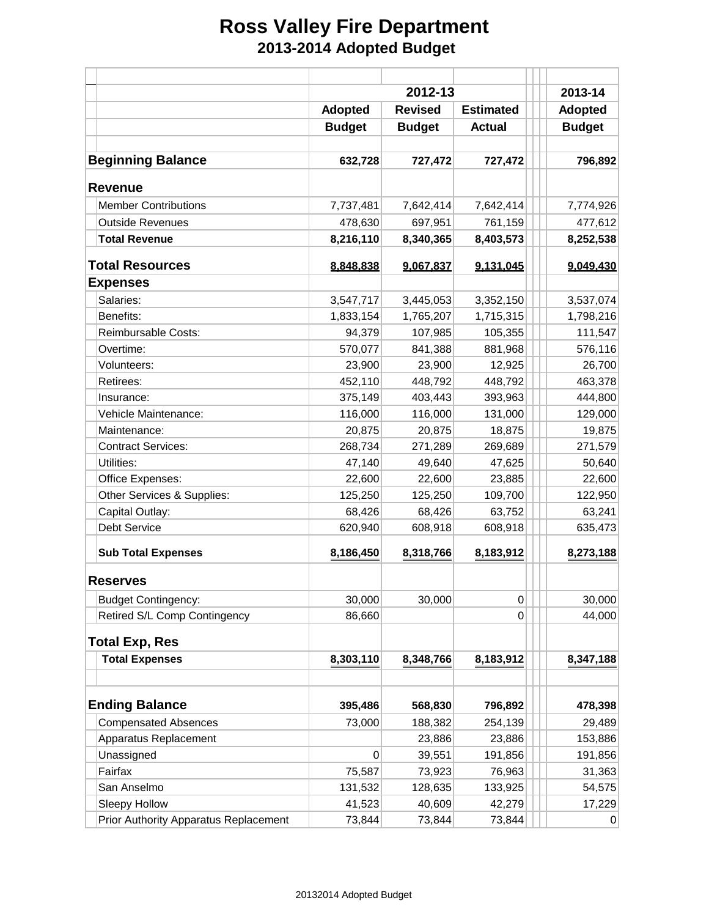# Ross Valley Fire Department

## 2013-2014 Adopted Budget

| | 2012-13 | | | 2013-14 |
|---|---|---|---|---|
| | Adopted Budget | Revised Budget | Estimated Actual | Adopted Budget |
| **Beginning Balance** | **632,728** | **727,472** | **727,472** | **796,892** |
| **Revenue** | | | | |
| Member Contributions | 7,737,481 | 7,642,414 | 7,642,414 | 7,774,926 |
| Outside Revenues | 478,630 | 697,951 | 761,159 | 477,612 |
| **Total Revenue** | **8,216,110** | **8,340,365** | **8,403,573** | **8,252,538** |
| **Total Resources** | **8,848,838** | **9,067,837** | **9,131,045** | **9,049,430** |
| **Expenses** | | | | |
| Salaries: | 3,547,717 | 3,445,053 | 3,352,150 | 3,537,074 |
| Benefits: | 1,833,154 | 1,765,207 | 1,715,315 | 1,798,216 |
| Reimbursable Costs: | 94,379 | 107,985 | 105,355 | 111,547 |
| Overtime: | 570,077 | 841,388 | 881,968 | 576,116 |
| Volunteers: | 23,900 | 23,900 | 12,925 | 26,700 |
| Retirees: | 452,110 | 448,792 | 448,792 | 463,378 |
| Insurance: | 375,149 | 403,443 | 393,963 | 444,800 |
| Vehicle Maintenance: | 116,000 | 116,000 | 131,000 | 129,000 |
| Maintenance: | 20,875 | 20,875 | 18,875 | 19,875 |
| Contract Services: | 268,734 | 271,289 | 269,689 | 271,579 |
| Utilities: | 47,140 | 49,640 | 47,625 | 50,640 |
| Office Expenses: | 22,600 | 22,600 | 23,885 | 22,600 |
| Other Services & Supplies: | 125,250 | 125,250 | 109,700 | 122,950 |
| Capital Outlay: | 68,426 | 68,426 | 63,752 | 63,241 |
| Debt Service | 620,940 | 608,918 | 608,918 | 635,473 |
| **Sub Total Expenses** | **8,186,450** | **8,318,766** | **8,183,912** | **8,273,188** |
| **Reserves** | | | | |
| Budget Contingency: | 30,000 | 30,000 | 0 | 30,000 |
| Retired S/L Comp Contingency | 86,660 | | 0 | 44,000 |
| **Total Exp, Res** | | | | |
| **Total Expenses** | **8,303,110** | **8,348,766** | **8,183,912** | **8,347,188** |
| **Ending Balance** | **395,486** | **568,830** | **796,892** | **478,398** |
| Compensated Absences | 73,000 | 188,382 | 254,139 | 29,489 |
| Apparatus Replacement | | 23,886 | 23,886 | 153,886 |
| Unassigned | 0 | 39,551 | 191,856 | 191,856 |
| Fairfax | 75,587 | 73,923 | 76,963 | 31,363 |
| San Anselmo | 131,532 | 128,635 | 133,925 | 54,575 |
| Sleepy Hollow | 41,523 | 40,609 | 42,279 | 17,229 |
| Prior Authority Apparatus Replacement | 73,844 | 73,844 | 73,844 | 0 |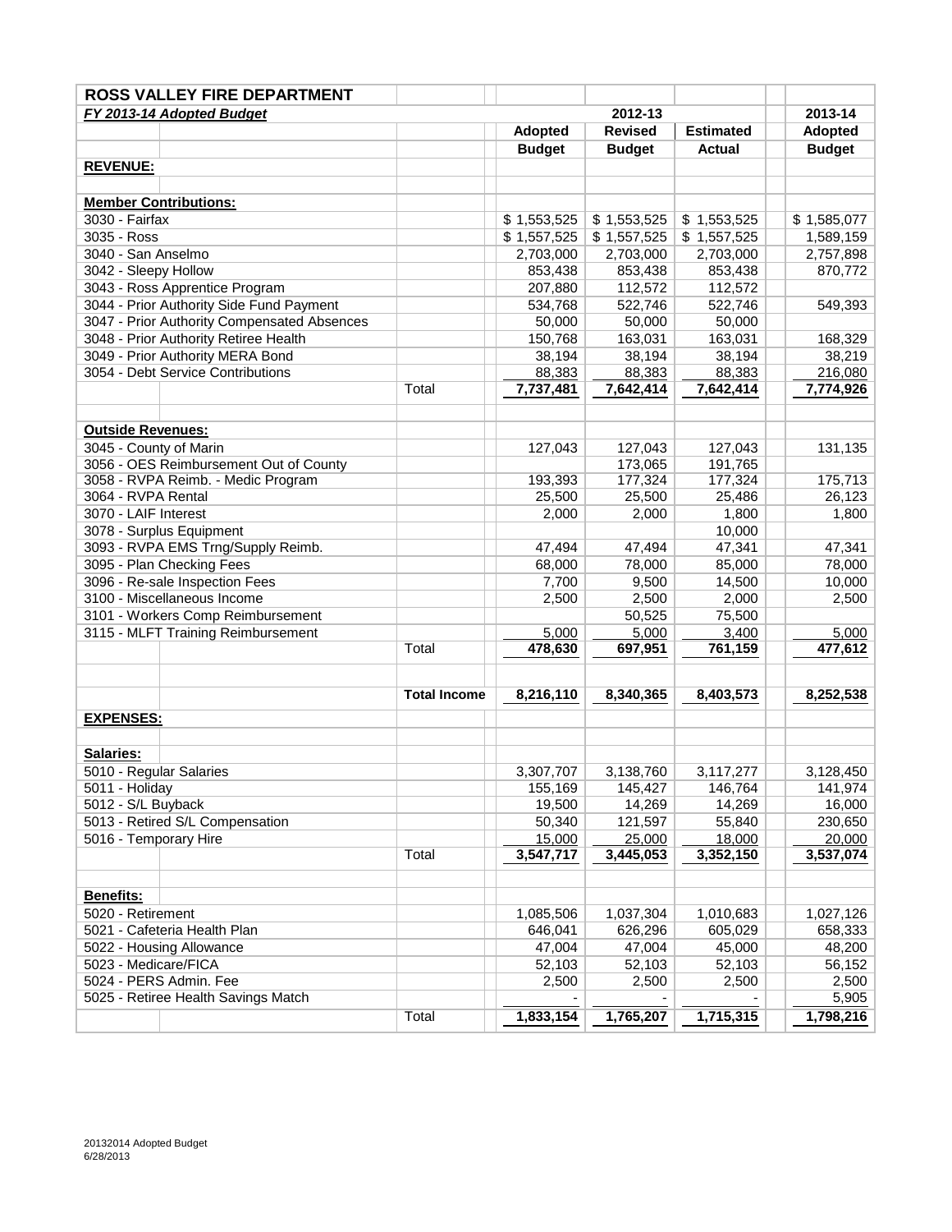| ROSS VALLEY FIRE DEPARTMENT | | | | | |
|---|---|---|---|---|---|
| ***FY 2013-14 Adopted Budget*** | | | **2012-13** | | **2013-14** |
| | | **Adopted Budget** | **Revised Budget** | **Estimated Actual** | **Adopted Budget** |
| **REVENUE:** | | | | | |
| **Member Contributions:** | | | | | |
| 3030 - Fairfax | | $ 1,553,525 | $ 1,553,525 | $ 1,553,525 | $ 1,585,077 |
| 3035 - Ross | | $ 1,557,525 | $ 1,557,525 | $ 1,557,525 | 1,589,159 |
| 3040 - San Anselmo | | 2,703,000 | 2,703,000 | 2,703,000 | 2,757,898 |
| 3042 - Sleepy Hollow | | 853,438 | 853,438 | 853,438 | 870,772 |
| 3043 - Ross Apprentice Program | | 207,880 | 112,572 | 112,572 | |
| 3044 - Prior Authority Side Fund Payment | | 534,768 | 522,746 | 522,746 | 549,393 |
| 3047 - Prior Authority Compensated Absences | | 50,000 | 50,000 | 50,000 | |
| 3048 - Prior Authority Retiree Health | | 150,768 | 163,031 | 163,031 | 168,329 |
| 3049 - Prior Authority MERA Bond | | 38,194 | 38,194 | 38,194 | 38,219 |
| 3054 - Debt Service Contributions | | 88,383 | 88,383 | 88,383 | 216,080 |
| | Total | 7,737,481 | 7,642,414 | 7,642,414 | 7,774,926 |
| **Outside Revenues:** | | | | | |
| 3045 - County of Marin | | 127,043 | 127,043 | 127,043 | 131,135 |
| 3056 - OES Reimbursement Out of County | | | 173,065 | 191,765 | |
| 3058 - RVPA Reimb. - Medic Program | | 193,393 | 177,324 | 177,324 | 175,713 |
| 3064 - RVPA Rental | | 25,500 | 25,500 | 25,486 | 26,123 |
| 3070 - LAIF Interest | | 2,000 | 2,000 | 1,800 | 1,800 |
| 3078 - Surplus Equipment | | | | 10,000 | |
| 3093 - RVPA EMS Trng/Supply Reimb. | | 47,494 | 47,494 | 47,341 | 47,341 |
| 3095 - Plan Checking Fees | | 68,000 | 78,000 | 85,000 | 78,000 |
| 3096 - Re-sale Inspection Fees | | 7,700 | 9,500 | 14,500 | 10,000 |
| 3100 - Miscellaneous Income | | 2,500 | 2,500 | 2,000 | 2,500 |
| 3101 - Workers Comp Reimbursement | | | 50,525 | 75,500 | |
| 3115 - MLFT Training Reimbursement | | 5,000 | 5,000 | 3,400 | 5,000 |
| | Total | 478,630 | 697,951 | 761,159 | 477,612 |
| | **Total Income** | **8,216,110** | **8,340,365** | **8,403,573** | **8,252,538** |
| **EXPENSES:** | | | | | |
| **Salaries:** | | | | | |
| 5010 - Regular Salaries | | 3,307,707 | 3,138,760 | 3,117,277 | 3,128,450 |
| 5011 - Holiday | | 155,169 | 145,427 | 146,764 | 141,974 |
| 5012 - S/L Buyback | | 19,500 | 14,269 | 14,269 | 16,000 |
| 5013 - Retired S/L Compensation | | 50,340 | 121,597 | 55,840 | 230,650 |
| 5016 - Temporary Hire | | 15,000 | 25,000 | 18,000 | 20,000 |
| | Total | 3,547,717 | 3,445,053 | 3,352,150 | 3,537,074 |
| **Benefits:** | | | | | |
| 5020 - Retirement | | 1,085,506 | 1,037,304 | 1,010,683 | 1,027,126 |
| 5021 - Cafeteria Health Plan | | 646,041 | 626,296 | 605,029 | 658,333 |
| 5022 - Housing Allowance | | 47,004 | 47,004 | 45,000 | 48,200 |
| 5023 - Medicare/FICA | | 52,103 | 52,103 | 52,103 | 56,152 |
| 5024 - PERS Admin. Fee | | 2,500 | 2,500 | 2,500 | 2,500 |
| 5025 - Retiree Health Savings Match | | - | - | - | 5,905 |
| | Total | 1,833,154 | 1,765,207 | 1,715,315 | 1,798,216 |

20132014 Adopted Budget
6/28/2013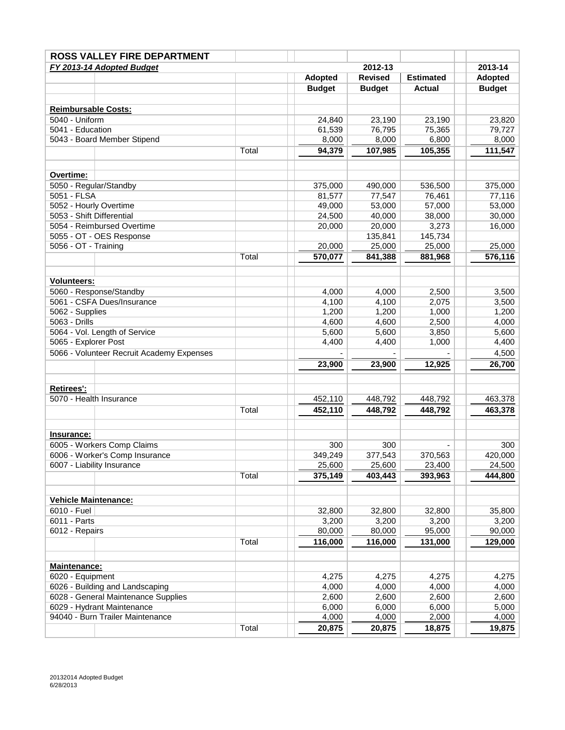| ROSS VALLEY FIRE DEPARTMENT | | | | | |
|---|---|---|---|---|---|
| ***FY 2013-14 Adopted Budget*** | | | **2012-13** | | **2013-14** |
| | | **Adopted Budget** | **Revised Budget** | **Estimated Actual** | **Adopted Budget** |
| **Reimbursable Costs:** | | | | | |
| 5040 - Uniform | | 24,840 | 23,190 | 23,190 | 23,820 |
| 5041 - Education | | 61,539 | 76,795 | 75,365 | 79,727 |
| 5043 - Board Member Stipend | | 8,000 | 8,000 | 6,800 | 8,000 |
| | Total | **94,379** | **107,985** | **105,355** | **111,547** |
| **Overtime:** | | | | | |
| 5050 - Regular/Standby | | 375,000 | 490,000 | 536,500 | 375,000 |
| 5051 - FLSA | | 81,577 | 77,547 | 76,461 | 77,116 |
| 5052 - Hourly Overtime | | 49,000 | 53,000 | 57,000 | 53,000 |
| 5053 - Shift Differential | | 24,500 | 40,000 | 38,000 | 30,000 |
| 5054 - Reimbursed Overtime | | 20,000 | 20,000 | 3,273 | 16,000 |
| 5055 - OT - OES Response | | | 135,841 | 145,734 | |
| 5056 - OT - Training | | 20,000 | 25,000 | 25,000 | 25,000 |
| | Total | **570,077** | **841,388** | **881,968** | **576,116** |
| **Volunteers:** | | | | | |
| 5060 - Response/Standby | | 4,000 | 4,000 | 2,500 | 3,500 |
| 5061 - CSFA Dues/Insurance | | 4,100 | 4,100 | 2,075 | 3,500 |
| 5062 - Supplies | | 1,200 | 1,200 | 1,000 | 1,200 |
| 5063 - Drills | | 4,600 | 4,600 | 2,500 | 4,000 |
| 5064 - Vol. Length of Service | | 5,600 | 5,600 | 3,850 | 5,600 |
| 5065 - Explorer Post | | 4,400 | 4,400 | 1,000 | 4,400 |
| 5066 - Volunteer Recruit Academy Expenses | | - | - | - | 4,500 |
| | | **23,900** | **23,900** | **12,925** | **26,700** |
| **Retirees':** | | | | | |
| 5070 - Health Insurance | | 452,110 | 448,792 | 448,792 | 463,378 |
| | Total | **452,110** | **448,792** | **448,792** | **463,378** |
| **Insurance:** | | | | | |
| 6005 - Workers Comp Claims | | 300 | 300 | - | 300 |
| 6006 - Worker's Comp Insurance | | 349,249 | 377,543 | 370,563 | 420,000 |
| 6007 - Liability Insurance | | 25,600 | 25,600 | 23,400 | 24,500 |
| | Total | **375,149** | **403,443** | **393,963** | **444,800** |
| **Vehicle Maintenance:** | | | | | |
| 6010 - Fuel | | 32,800 | 32,800 | 32,800 | 35,800 |
| 6011 - Parts | | 3,200 | 3,200 | 3,200 | 3,200 |
| 6012 - Repairs | | 80,000 | 80,000 | 95,000 | 90,000 |
| | Total | **116,000** | **116,000** | **131,000** | **129,000** |
| **Maintenance:** | | | | | |
| 6020 - Equipment | | 4,275 | 4,275 | 4,275 | 4,275 |
| 6026 - Building and Landscaping | | 4,000 | 4,000 | 4,000 | 4,000 |
| 6028 - General Maintenance Supplies | | 2,600 | 2,600 | 2,600 | 2,600 |
| 6029 - Hydrant Maintenance | | 6,000 | 6,000 | 6,000 | 5,000 |
| 94040 - Burn Trailer Maintenance | | 4,000 | 4,000 | 2,000 | 4,000 |
| | Total | **20,875** | **20,875** | **18,875** | **19,875** |

20132014 Adopted Budget
6/28/2013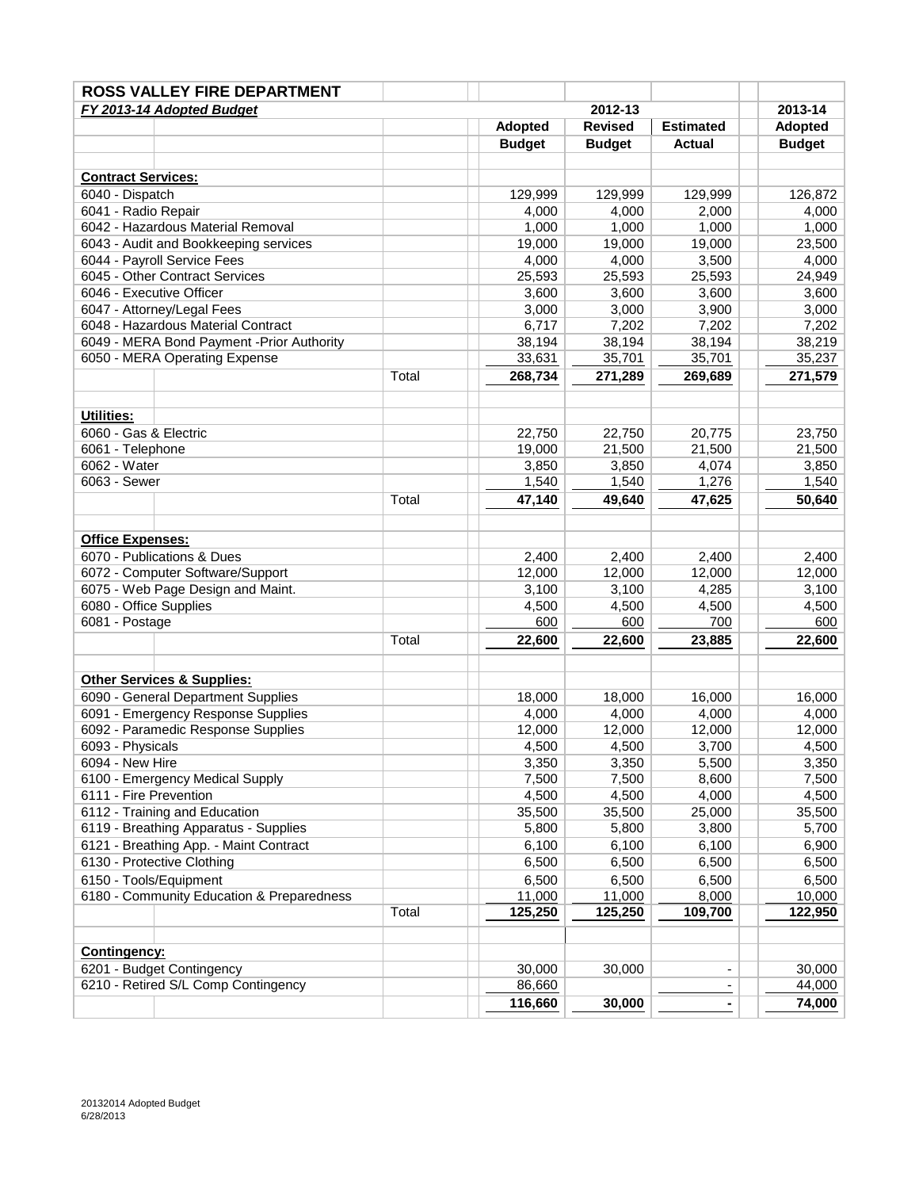| ROSS VALLEY FIRE DEPARTMENT | | | | | |
|---|---|---|---|---|---|
| *FY 2013-14 Adopted Budget* | | 2012-13 | | | 2013-14 |
| | | Adopted | Revised | Estimated | Adopted |
| | | Budget | Budget | Actual | Budget |
| **Contract Services:** | | | | | |
| 6040 - Dispatch | | 129,999 | 129,999 | 129,999 | 126,872 |
| 6041 - Radio Repair | | 4,000 | 4,000 | 2,000 | 4,000 |
| 6042 - Hazardous Material Removal | | 1,000 | 1,000 | 1,000 | 1,000 |
| 6043 - Audit and Bookkeeping services | | 19,000 | 19,000 | 19,000 | 23,500 |
| 6044 - Payroll Service Fees | | 4,000 | 4,000 | 3,500 | 4,000 |
| 6045 - Other Contract Services | | 25,593 | 25,593 | 25,593 | 24,949 |
| 6046 - Executive Officer | | 3,600 | 3,600 | 3,600 | 3,600 |
| 6047 - Attorney/Legal Fees | | 3,000 | 3,000 | 3,900 | 3,000 |
| 6048 - Hazardous Material Contract | | 6,717 | 7,202 | 7,202 | 7,202 |
| 6049 - MERA Bond Payment -Prior Authority | | 38,194 | 38,194 | 38,194 | 38,219 |
| 6050 - MERA Operating Expense | | 33,631 | 35,701 | 35,701 | 35,237 |
| | Total | **268,734** | **271,289** | **269,689** | **271,579** |
| **Utilities:** | | | | | |
| 6060 - Gas & Electric | | 22,750 | 22,750 | 20,775 | 23,750 |
| 6061 - Telephone | | 19,000 | 21,500 | 21,500 | 21,500 |
| 6062 - Water | | 3,850 | 3,850 | 4,074 | 3,850 |
| 6063 - Sewer | | 1,540 | 1,540 | 1,276 | 1,540 |
| | Total | **47,140** | **49,640** | **47,625** | **50,640** |
| **Office Expenses:** | | | | | |
| 6070 - Publications & Dues | | 2,400 | 2,400 | 2,400 | 2,400 |
| 6072 - Computer Software/Support | | 12,000 | 12,000 | 12,000 | 12,000 |
| 6075 - Web Page Design and Maint. | | 3,100 | 3,100 | 4,285 | 3,100 |
| 6080 - Office Supplies | | 4,500 | 4,500 | 4,500 | 4,500 |
| 6081 - Postage | | 600 | 600 | 700 | 600 |
| | Total | **22,600** | **22,600** | **23,885** | **22,600** |
| **Other Services & Supplies:** | | | | | |
| 6090 - General Department Supplies | | 18,000 | 18,000 | 16,000 | 16,000 |
| 6091 - Emergency Response Supplies | | 4,000 | 4,000 | 4,000 | 4,000 |
| 6092 - Paramedic Response Supplies | | 12,000 | 12,000 | 12,000 | 12,000 |
| 6093 - Physicals | | 4,500 | 4,500 | 3,700 | 4,500 |
| 6094 - New Hire | | 3,350 | 3,350 | 5,500 | 3,350 |
| 6100 - Emergency Medical Supply | | 7,500 | 7,500 | 8,600 | 7,500 |
| 6111 - Fire Prevention | | 4,500 | 4,500 | 4,000 | 4,500 |
| 6112 - Training and Education | | 35,500 | 35,500 | 25,000 | 35,500 |
| 6119 - Breathing Apparatus - Supplies | | 5,800 | 5,800 | 3,800 | 5,700 |
| 6121 - Breathing App. - Maint Contract | | 6,100 | 6,100 | 6,100 | 6,900 |
| 6130 - Protective Clothing | | 6,500 | 6,500 | 6,500 | 6,500 |
| 6150 - Tools/Equipment | | 6,500 | 6,500 | 6,500 | 6,500 |
| 6180 - Community Education & Preparedness | | 11,000 | 11,000 | 8,000 | 10,000 |
| | Total | **125,250** | **125,250** | **109,700** | **122,950** |
| **Contingency:** | | | | | |
| 6201 - Budget Contingency | | 30,000 | 30,000 | - | 30,000 |
| 6210 - Retired S/L Comp Contingency | | 86,660 | | - | 44,000 |
| | | **116,660** | **30,000** | **-** | **74,000** |

20132014 Adopted Budget
6/28/2013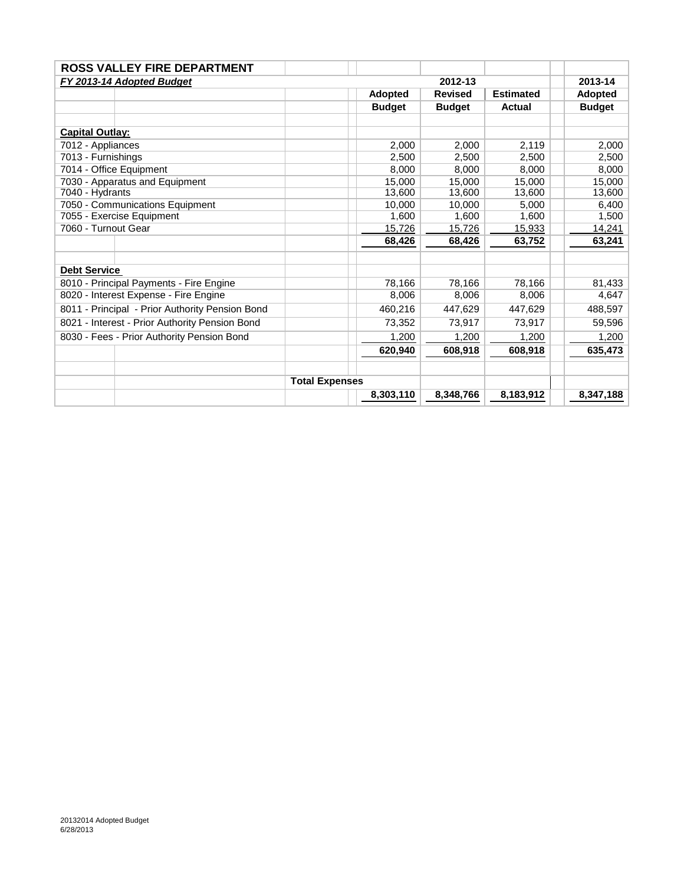# ROSS VALLEY FIRE DEPARTMENT

| ***FY 2013-14 Adopted Budget*** | 2012-13 | | | 2013-14 |
|---|---|---|---|---|
| | **Adopted** | **Revised** | **Estimated** | **Adopted** |
| | **Budget** | **Budget** | **Actual** | **Budget** |
| **Capital Outlay:** | | | | |
| 7012 - Appliances | 2,000 | 2,000 | 2,119 | 2,000 |
| 7013 - Furnishings | 2,500 | 2,500 | 2,500 | 2,500 |
| 7014 - Office Equipment | 8,000 | 8,000 | 8,000 | 8,000 |
| 7030 - Apparatus and Equipment | 15,000 | 15,000 | 15,000 | 15,000 |
| 7040 - Hydrants | 13,600 | 13,600 | 13,600 | 13,600 |
| 7050 - Communications Equipment | 10,000 | 10,000 | 5,000 | 6,400 |
| 7055 - Exercise Equipment | 1,600 | 1,600 | 1,600 | 1,500 |
| 7060 - Turnout Gear | 15,726 | 15,726 | 15,933 | 14,241 |
| | **68,426** | **68,426** | **63,752** | **63,241** |
| **Debt Service** | | | | |
| 8010 - Principal Payments - Fire Engine | 78,166 | 78,166 | 78,166 | 81,433 |
| 8020 - Interest Expense - Fire Engine | 8,006 | 8,006 | 8,006 | 4,647 |
| 8011 - Principal - Prior Authority Pension Bond | 460,216 | 447,629 | 447,629 | 488,597 |
| 8021 - Interest - Prior Authority Pension Bond | 73,352 | 73,917 | 73,917 | 59,596 |
| 8030 - Fees - Prior Authority Pension Bond | 1,200 | 1,200 | 1,200 | 1,200 |
| | **620,940** | **608,918** | **608,918** | **635,473** |
| **Total Expenses** | | | | |
| | **8,303,110** | **8,348,766** | **8,183,912** | **8,347,188** |

20132014 Adopted Budget
6/28/2013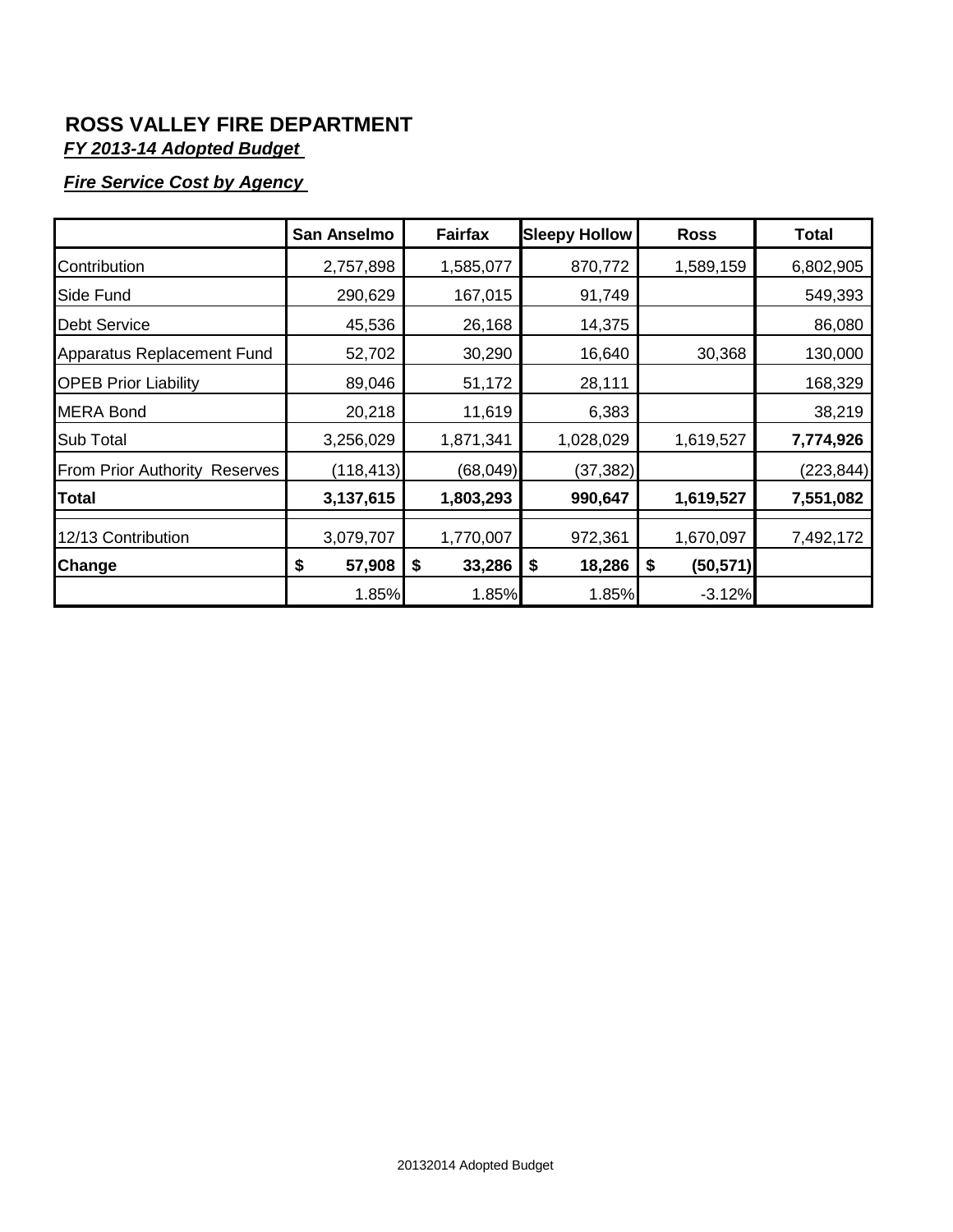# ROSS VALLEY FIRE DEPARTMENT

***FY 2013-14 Adopted Budget***

***Fire Service Cost by Agency***

| | San Anselmo | Fairfax | Sleepy Hollow | Ross | Total |
|---|---|---|---|---|---|
| Contribution | 2,757,898 | 1,585,077 | 870,772 | 1,589,159 | 6,802,905 |
| Side Fund | 290,629 | 167,015 | 91,749 | | 549,393 |
| Debt Service | 45,536 | 26,168 | 14,375 | | 86,080 |
| Apparatus Replacement Fund | 52,702 | 30,290 | 16,640 | 30,368 | 130,000 |
| OPEB Prior Liability | 89,046 | 51,172 | 28,111 | | 168,329 |
| MERA Bond | 20,218 | 11,619 | 6,383 | | 38,219 |
| Sub Total | 3,256,029 | 1,871,341 | 1,028,029 | 1,619,527 | **7,774,926** |
| From Prior Authority Reserves | (118,413) | (68,049) | (37,382) | | (223,844) |
| **Total** | **3,137,615** | **1,803,293** | **990,647** | **1,619,527** | **7,551,082** |
| 12/13 Contribution | 3,079,707 | 1,770,007 | 972,361 | 1,670,097 | 7,492,172 |
| **Change** | **$ 57,908** | **$ 33,286** | **$ 18,286** | **$ (50,571)** | |
| | 1.85% | 1.85% | 1.85% | -3.12% | |